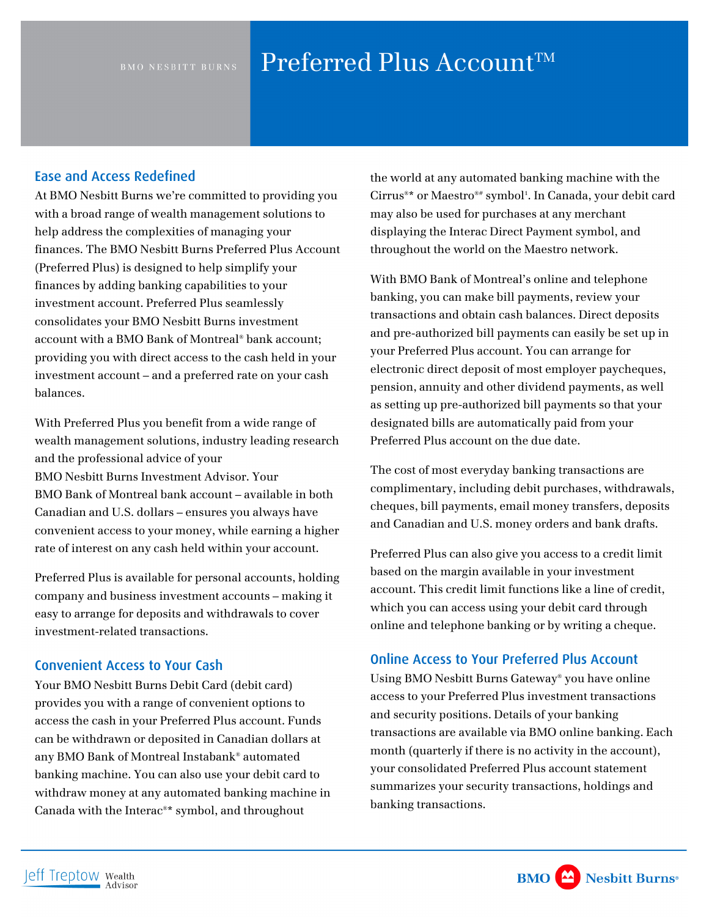BMO NESBITT BURNS

# Preferred Plus Account™

## Ease and Access Redefined

At BMO Nesbitt Burns we're committed to providing you with a broad range of wealth management solutions to help address the complexities of managing your finances. The BMO Nesbitt Burns Preferred Plus Account (Preferred Plus) is designed to help simplify your finances by adding banking capabilities to your investment account. Preferred Plus seamlessly consolidates your BMO Nesbitt Burns investment account with a BMO Bank of Montreal® bank account; providing you with direct access to the cash held in your investment account – and a preferred rate on your cash balances.

With Preferred Plus you benefit from a wide range of wealth management solutions, industry leading research and the professional advice of your BMO Nesbitt Burns Investment Advisor. Your BMO Bank of Montreal bank account – available in both Canadian and U.S. dollars – ensures you always have convenient access to your money, while earning a higher rate of interest on any cash held within your account.

Preferred Plus is available for personal accounts, holding company and business investment accounts – making it easy to arrange for deposits and withdrawals to cover investment-related transactions.

## Convenient Access to Your Cash

Your BMO Nesbitt Burns Debit Card (debit card) provides you with a range of convenient options to access the cash in your Preferred Plus account. Funds can be withdrawn or deposited in Canadian dollars at any BMO Bank of Montreal Instabank® automated banking machine. You can also use your debit card to withdraw money at any automated banking machine in Canada with the Interac®* symbol, and throughout the world at any automated banking machine with the Cirrus®* or Maestro®# symbol[1]. In Canada, your debit card may also be used for purchases at any merchant displaying the Interac Direct Payment symbol, and throughout the world on the Maestro network.

With BMO Bank of Montreal's online and telephone banking, you can make bill payments, review your transactions and obtain cash balances. Direct deposits and pre-authorized bill payments can easily be set up in your Preferred Plus account. You can arrange for electronic direct deposit of most employer paycheques, pension, annuity and other dividend payments, as well as setting up pre-authorized bill payments so that your designated bills are automatically paid from your Preferred Plus account on the due date.

The cost of most everyday banking transactions are complimentary, including debit purchases, withdrawals, cheques, bill payments, email money transfers, deposits and Canadian and U.S. money orders and bank drafts.

Preferred Plus can also give you access to a credit limit based on the margin available in your investment account. This credit limit functions like a line of credit, which you can access using your debit card through online and telephone banking or by writing a cheque.

## Online Access to Your Preferred Plus Account

Using BMO Nesbitt Burns Gateway® you have online access to your Preferred Plus investment transactions and security positions. Details of your banking transactions are available via BMO online banking. Each month (quarterly if there is no activity in the account), your consolidated Preferred Plus account statement summarizes your security transactions, holdings and banking transactions.

Jeff Treptow Wealth Advisor

BMO Nesbitt Burns®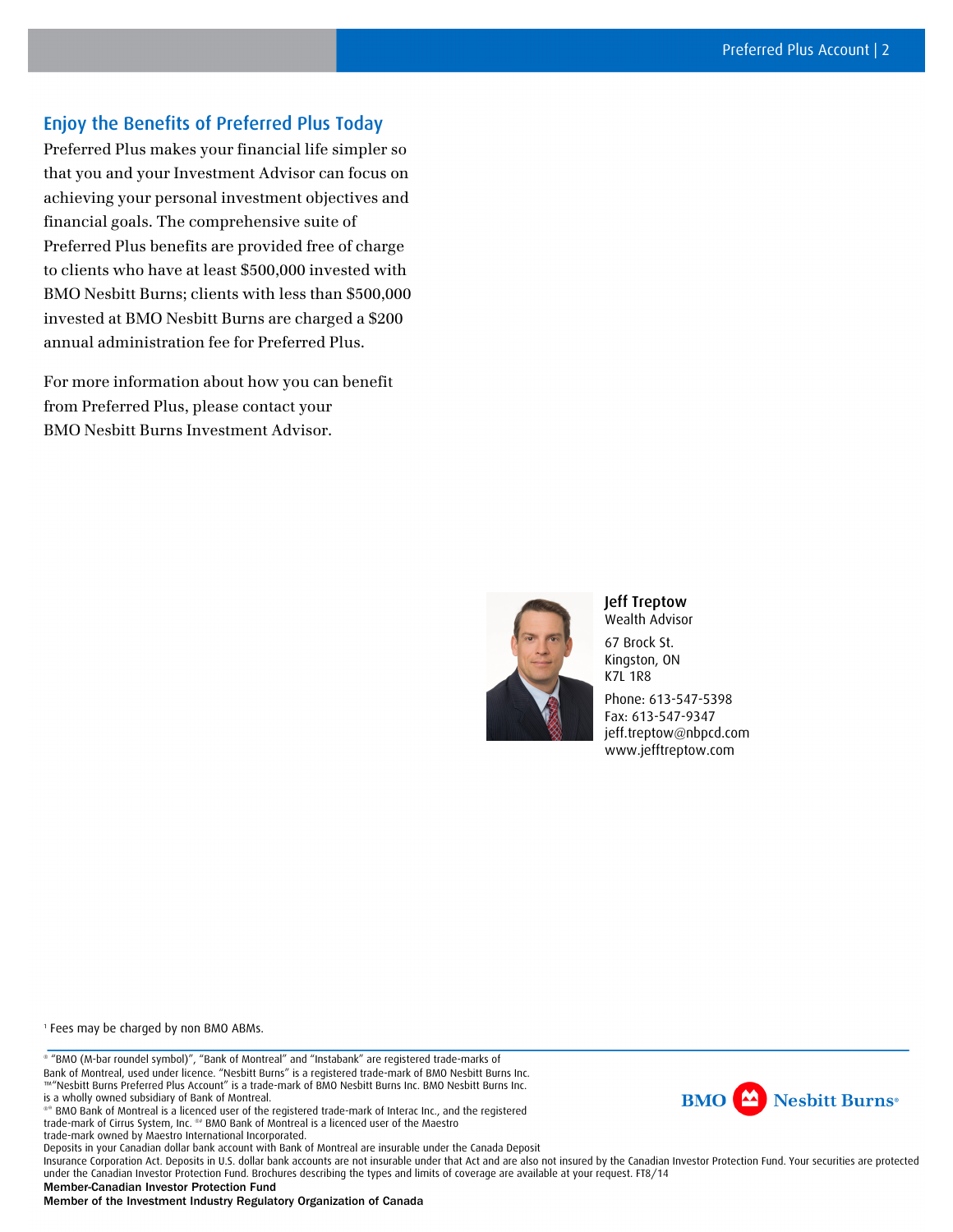## Enjoy the Benefits of Preferred Plus Today

Preferred Plus makes your financial life simpler so that you and your Investment Advisor can focus on achieving your personal investment objectives and financial goals. The comprehensive suite of Preferred Plus benefits are provided free of charge to clients who have at least $500,000 invested with BMO Nesbitt Burns; clients with less than $500,000 invested at BMO Nesbitt Burns are charged a $200 annual administration fee for Preferred Plus.

For more information about how you can benefit from Preferred Plus, please contact your BMO Nesbitt Burns Investment Advisor.

**Jeff Treptow**
Wealth Advisor

67 Brock St.
Kingston, ON
K7L 1R8

Phone: 613-547-5398
Fax: 613-547-9347
jeff.treptow@nbpcd.com
www.jefftreptow.com

[1] Fees may be charged by non BMO ABMs.

® "BMO (M-bar roundel symbol)", "Bank of Montreal" and "Instabank" are registered trade-marks of Bank of Montreal, used under licence. "Nesbitt Burns" is a registered trade-mark of BMO Nesbitt Burns Inc. ™"Nesbitt Burns Preferred Plus Account" is a trade-mark of BMO Nesbitt Burns Inc. BMO Nesbitt Burns Inc. is a wholly owned subsidiary of Bank of Montreal.
®* BMO Bank of Montreal is a licenced user of the registered trade-mark of Interac Inc., and the registered trade-mark of Cirrus System, Inc. ®# BMO Bank of Montreal is a licenced user of the Maestro trade-mark owned by Maestro International Incorporated.
Deposits in your Canadian dollar bank account with Bank of Montreal are insurable under the Canada Deposit Insurance Corporation Act. Deposits in U.S. dollar bank accounts are not insurable under that Act and are also not insured by the Canadian Investor Protection Fund. Your securities are protected under the Canadian Investor Protection Fund. Brochures describing the types and limits of coverage are available at your request. FT8/14

BMO Nesbitt Burns®

**Member-Canadian Investor Protection Fund**
**Member of the Investment Industry Regulatory Organization of Canada**